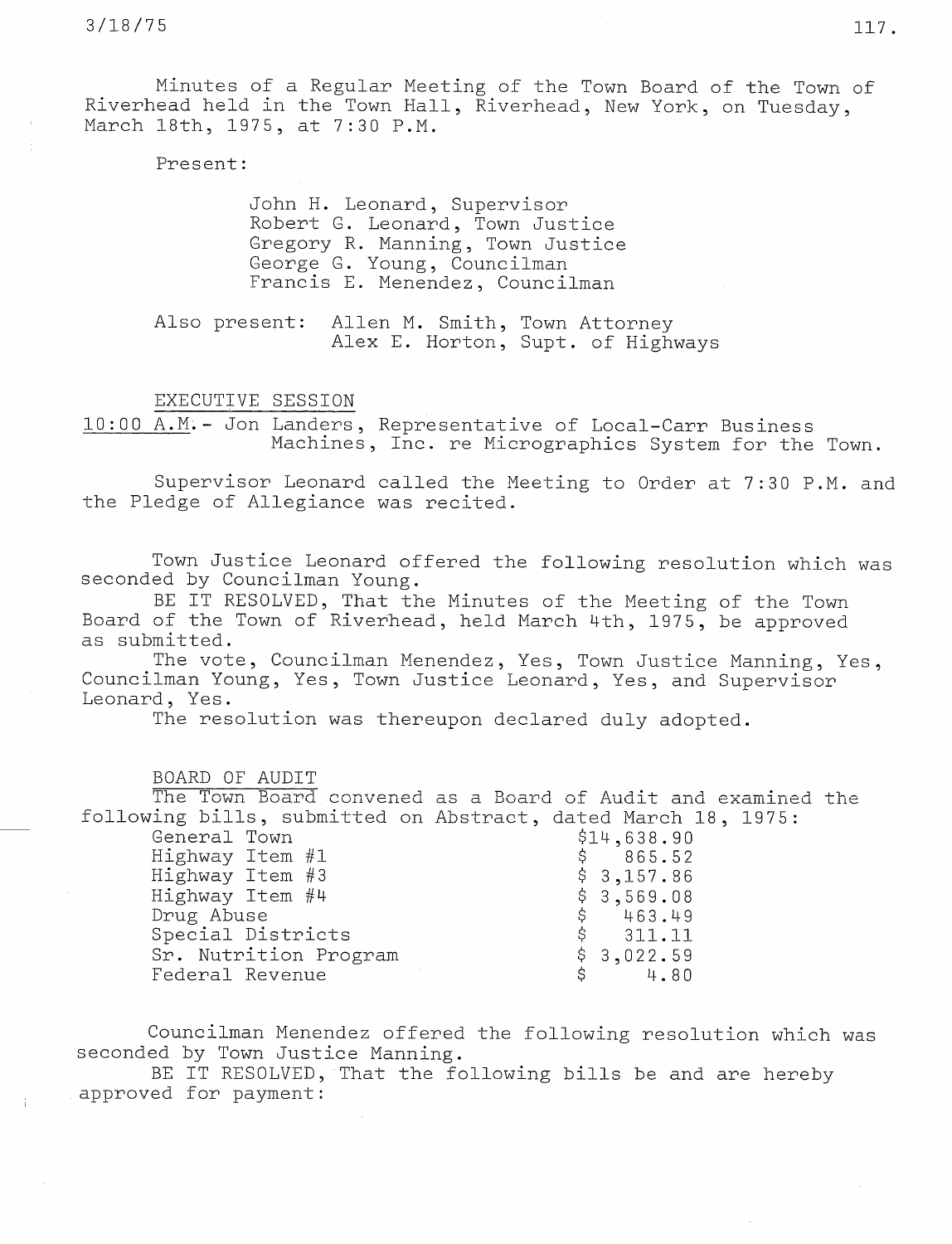Minutes of a Regular Meeting of the Town Board of the Town of Riverhead held in the Town Hall, Riverhead, New York, on Tuesday, March 18th, 1975, at 7:30 P.M.

Present:

John H. Leonard, Supervisor
Robert G. Leonard, Town Justice
Gregory R. Manning, Town Justice
George G. Young, Councilman
Francis E. Menendez, Councilman

Also present: Allen M. Smith, Town Attorney
Alex E. Horton, Supt. of Highways

EXECUTIVE SESSION

10:00 A.M. - Jon Landers, Representative of Local-Carr Business Machines, Inc. re Micrographics System for the Town.

Supervisor Leonard called the Meeting to Order at 7:30 P.M. and the Pledge of Allegiance was recited.

Town Justice Leonard offered the following resolution which was seconded by Councilman Young.

BE IT RESOLVED, That the Minutes of the Meeting of the Town Board of the Town of Riverhead, held March 4th, 1975, be approved as submitted.

The vote, Councilman Menendez, Yes, Town Justice Manning, Yes, Councilman Young, Yes, Town Justice Leonard, Yes, and Supervisor Leonard, Yes.

The resolution was thereupon declared duly adopted.

BOARD OF AUDIT

The Town Board convened as a Board of Audit and examined the following bills, submitted on Abstract, dated March 18, 1975:

| | |
|---|---|
| General Town | $14,638.90 |
| Highway Item #1 | $ 865.52 |
| Highway Item #3 | $ 3,157.86 |
| Highway Item #4 | $ 3,569.08 |
| Drug Abuse | $ 463.49 |
| Special Districts | $ 311.11 |
| Sr. Nutrition Program | $ 3,022.59 |
| Federal Revenue | $ 4.80 |

Councilman Menendez offered the following resolution which was seconded by Town Justice Manning.

BE IT RESOLVED, That the following bills be and are hereby approved for payment: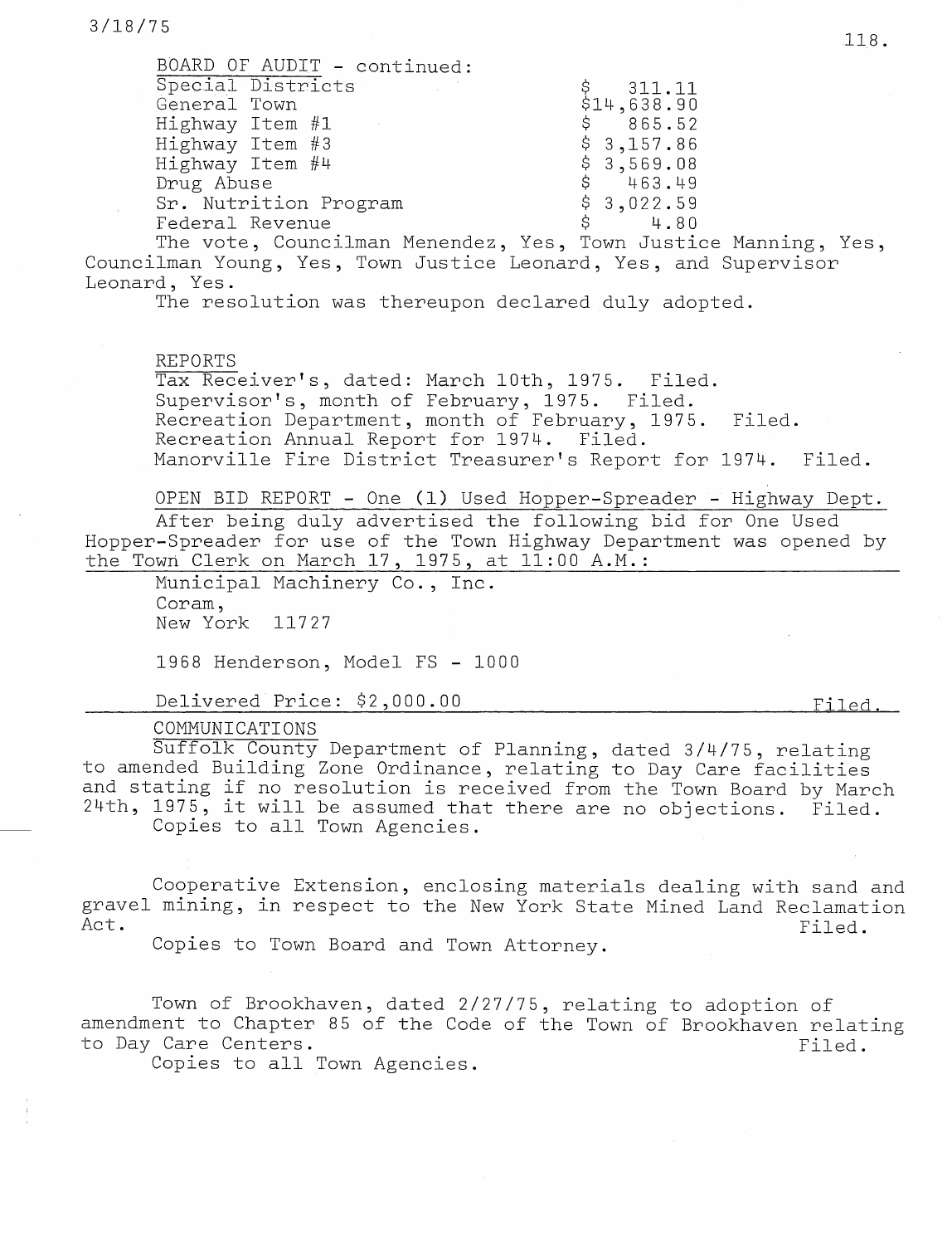3/18/75

BOARD OF AUDIT - continued:

| | |
|---|---|
| Special Districts | $ 311.11 |
| General Town | $14,638.90 |
| Highway Item #1 | $ 865.52 |
| Highway Item #3 | $ 3,157.86 |
| Highway Item #4 | $ 3,569.08 |
| Drug Abuse | $ 463.49 |
| Sr. Nutrition Program | $ 3,022.59 |
| Federal Revenue | $ 4.80 |

The vote, Councilman Menendez, Yes, Town Justice Manning, Yes, Councilman Young, Yes, Town Justice Leonard, Yes, and Supervisor Leonard, Yes.

The resolution was thereupon declared duly adopted.

REPORTS

Tax Receiver's, dated: March 10th, 1975. Filed.
Supervisor's, month of February, 1975. Filed.
Recreation Department, month of February, 1975. Filed.
Recreation Annual Report for 1974. Filed.
Manorville Fire District Treasurer's Report for 1974. Filed.

OPEN BID REPORT - One (1) Used Hopper-Spreader - Highway Dept.

After being duly advertised the following bid for One Used Hopper-Spreader for use of the Town Highway Department was opened by the Town Clerk on March 17, 1975, at 11:00 A.M.:

Municipal Machinery Co., Inc.
Coram,
New York 11727

1968 Henderson, Model FS - 1000

Delivered Price: $2,000.00 Filed.

COMMUNICATIONS

Suffolk County Department of Planning, dated 3/4/75, relating to amended Building Zone Ordinance, relating to Day Care facilities and stating if no resolution is received from the Town Board by March 24th, 1975, it will be assumed that there are no objections. Filed.
Copies to all Town Agencies.

Cooperative Extension, enclosing materials dealing with sand and gravel mining, in respect to the New York State Mined Land Reclamation Act. Filed.
Copies to Town Board and Town Attorney.

Town of Brookhaven, dated 2/27/75, relating to adoption of amendment to Chapter 85 of the Code of the Town of Brookhaven relating to Day Care Centers. Filed.
Copies to all Town Agencies.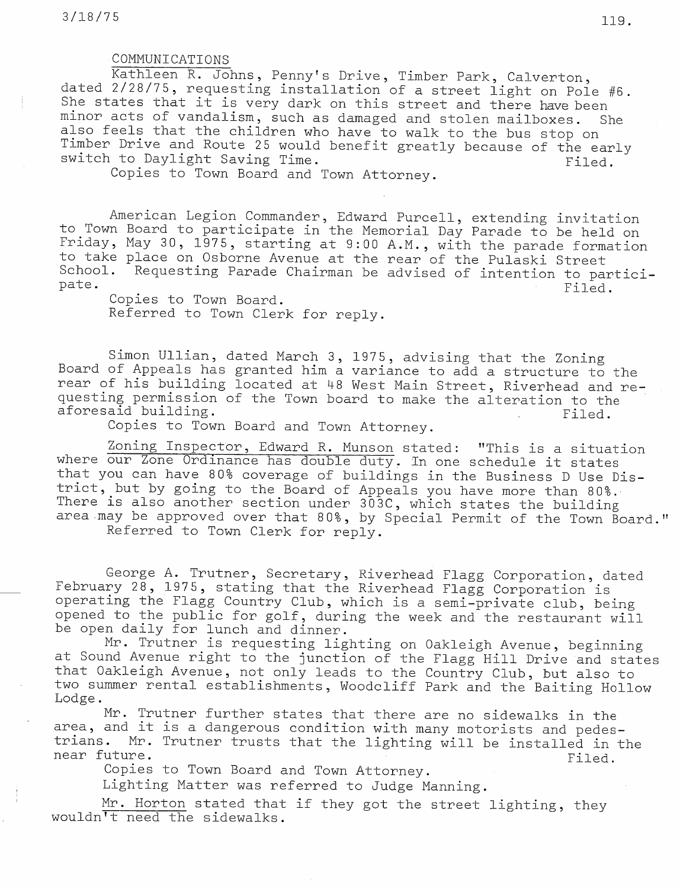3/18/75

COMMUNICATIONS

Kathleen R. Johns, Penny's Drive, Timber Park, Calverton, dated 2/28/75, requesting installation of a street light on Pole #6. She states that it is very dark on this street and there have been minor acts of vandalism, such as damaged and stolen mailboxes. She also feels that the children who have to walk to the bus stop on Timber Drive and Route 25 would benefit greatly because of the early switch to Daylight Saving Time. Filed.

Copies to Town Board and Town Attorney.

American Legion Commander, Edward Purcell, extending invitation to Town Board to participate in the Memorial Day Parade to be held on Friday, May 30, 1975, starting at 9:00 A.M., with the parade formation to take place on Osborne Avenue at the rear of the Pulaski Street School. Requesting Parade Chairman be advised of intention to participate. Filed.

Copies to Town Board.
Referred to Town Clerk for reply.

Simon Ullian, dated March 3, 1975, advising that the Zoning Board of Appeals has granted him a variance to add a structure to the rear of his building located at 48 West Main Street, Riverhead and requesting permission of the Town board to make the alteration to the aforesaid building. Filed.

Copies to Town Board and Town Attorney.

Zoning Inspector, Edward R. Munson stated: "This is a situation where our Zone Ordinance has double duty. In one schedule it states that you can have 80% coverage of buildings in the Business D Use District, but by going to the Board of Appeals you have more than 80%. There is also another section under 303C, which states the building area may be approved over that 80%, by Special Permit of the Town Board."

Referred to Town Clerk for reply.

George A. Trutner, Secretary, Riverhead Flagg Corporation, dated February 28, 1975, stating that the Riverhead Flagg Corporation is operating the Flagg Country Club, which is a semi-private club, being opened to the public for golf, during the week and the restaurant will be open daily for lunch and dinner.

Mr. Trutner is requesting lighting on Oakleigh Avenue, beginning at Sound Avenue right to the junction of the Flagg Hill Drive and states that Oakleigh Avenue, not only leads to the Country Club, but also to two summer rental establishments, Woodcliff Park and the Baiting Hollow Lodge.

Mr. Trutner further states that there are no sidewalks in the area, and it is a dangerous condition with many motorists and pedestrians. Mr. Trutner trusts that the lighting will be installed in the near future. Filed.

Copies to Town Board and Town Attorney.

Lighting Matter was referred to Judge Manning.

Mr. Horton stated that if they got the street lighting, they wouldn't need the sidewalks.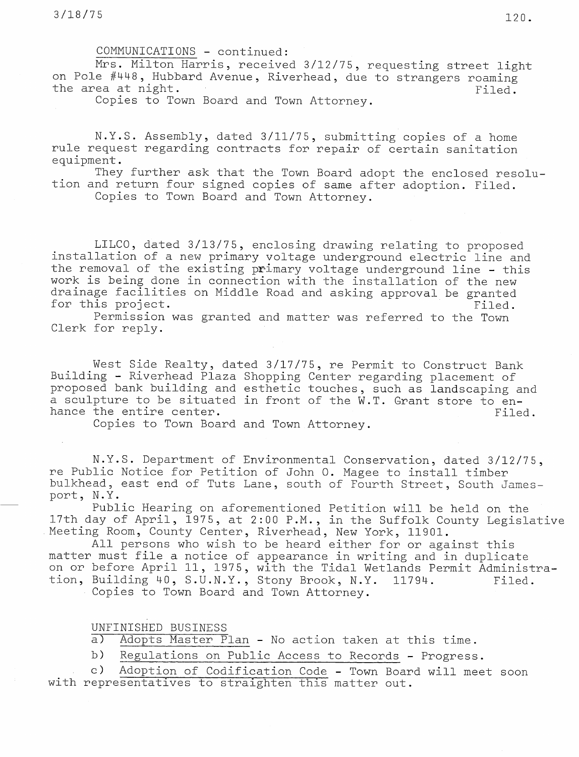COMMUNICATIONS - continued:

Mrs. Milton Harris, received 3/12/75, requesting street light on Pole #448, Hubbard Avenue, Riverhead, due to strangers roaming the area at night. Filed.

Copies to Town Board and Town Attorney.

N.Y.S. Assembly, dated 3/11/75, submitting copies of a home rule request regarding contracts for repair of certain sanitation equipment.

They further ask that the Town Board adopt the enclosed resolution and return four signed copies of same after adoption. Filed.

Copies to Town Board and Town Attorney.

LILCO, dated 3/13/75, enclosing drawing relating to proposed installation of a new primary voltage underground electric line and the removal of the existing primary voltage underground line - this work is being done in connection with the installation of the new drainage facilities on Middle Road and asking approval be granted for this project. Filed.

Permission was granted and matter was referred to the Town Clerk for reply.

West Side Realty, dated 3/17/75, re Permit to Construct Bank Building - Riverhead Plaza Shopping Center regarding placement of proposed bank building and esthetic touches, such as landscaping and a sculpture to be situated in front of the W.T. Grant store to enhance the entire center. Filed.

Copies to Town Board and Town Attorney.

N.Y.S. Department of Environmental Conservation, dated 3/12/75, re Public Notice for Petition of John O. Magee to install timber bulkhead, east end of Tuts Lane, south of Fourth Street, South Jamesport, N.Y.

Public Hearing on aforementioned Petition will be held on the 17th day of April, 1975, at 2:00 P.M., in the Suffolk County Legislative Meeting Room, County Center, Riverhead, New York, 11901.

All persons who wish to be heard either for or against this matter must file a notice of appearance in writing and in duplicate on or before April 11, 1975, with the Tidal Wetlands Permit Administration, Building 40, S.U.N.Y., Stony Brook, N.Y. 11794. Filed.

Copies to Town Board and Town Attorney.

UNFINISHED BUSINESS

a) Adopts Master Plan - No action taken at this time.

b) Regulations on Public Access to Records - Progress.

c) Adoption of Codification Code - Town Board will meet soon with representatives to straighten this matter out.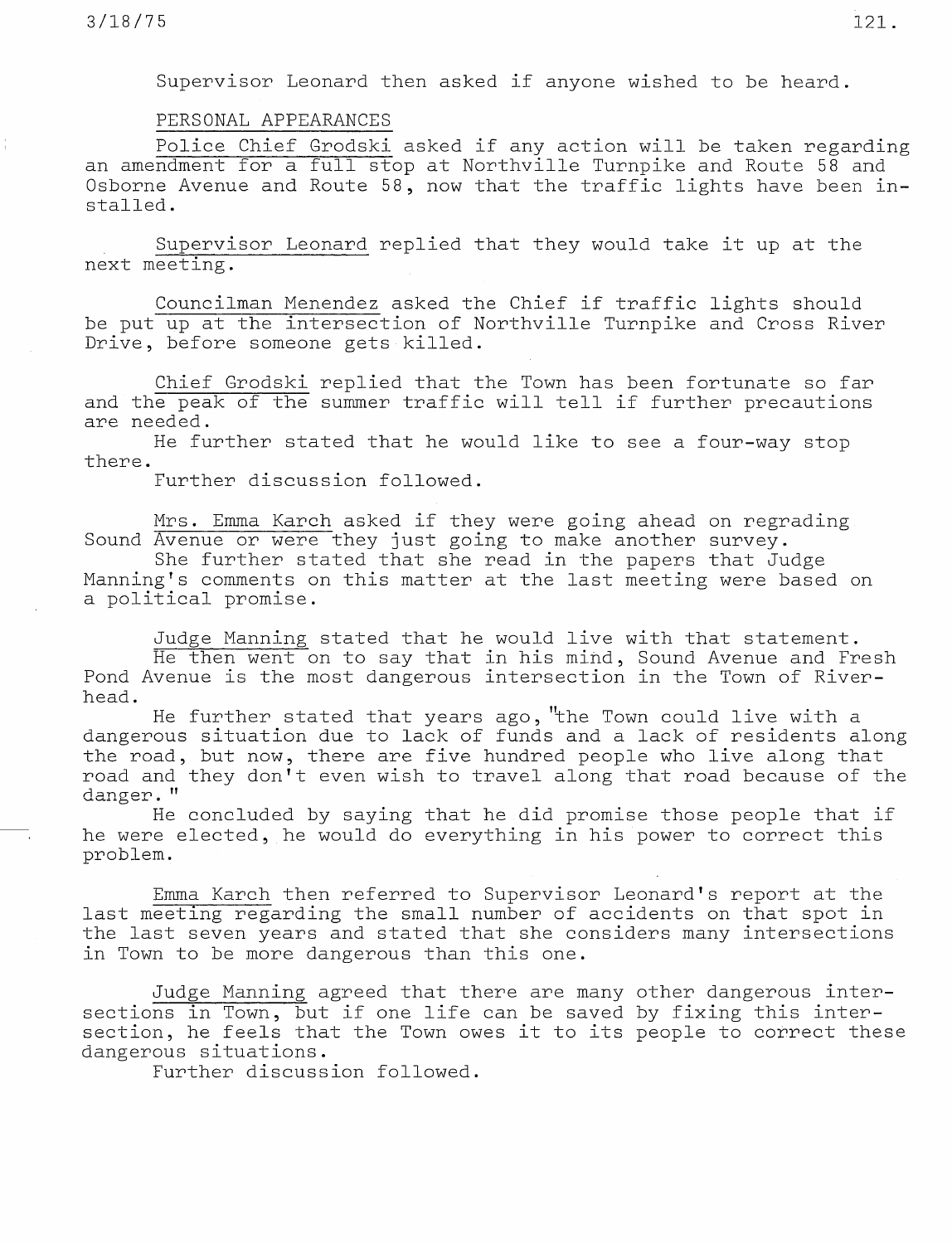Supervisor Leonard then asked if anyone wished to be heard.

PERSONAL APPEARANCES

Police Chief Grodski asked if any action will be taken regarding an amendment for a full stop at Northville Turnpike and Route 58 and Osborne Avenue and Route 58, now that the traffic lights have been installed.

Supervisor Leonard replied that they would take it up at the next meeting.

Councilman Menendez asked the Chief if traffic lights should be put up at the intersection of Northville Turnpike and Cross River Drive, before someone gets killed.

Chief Grodski replied that the Town has been fortunate so far and the peak of the summer traffic will tell if further precautions are needed.

He further stated that he would like to see a four-way stop there.

Further discussion followed.

Mrs. Emma Karch asked if they were going ahead on regrading Sound Avenue or were they just going to make another survey.

She further stated that she read in the papers that Judge Manning's comments on this matter at the last meeting were based on a political promise.

Judge Manning stated that he would live with that statement.

He then went on to say that in his mind, Sound Avenue and Fresh Pond Avenue is the most dangerous intersection in the Town of Riverhead.

He further stated that years ago, "the Town could live with a dangerous situation due to lack of funds and a lack of residents along the road, but now, there are five hundred people who live along that road and they don't even wish to travel along that road because of the danger."

He concluded by saying that he did promise those people that if he were elected, he would do everything in his power to correct this problem.

Emma Karch then referred to Supervisor Leonard's report at the last meeting regarding the small number of accidents on that spot in the last seven years and stated that she considers many intersections in Town to be more dangerous than this one.

Judge Manning agreed that there are many other dangerous intersections in Town, but if one life can be saved by fixing this intersection, he feels that the Town owes it to its people to correct these dangerous situations.

Further discussion followed.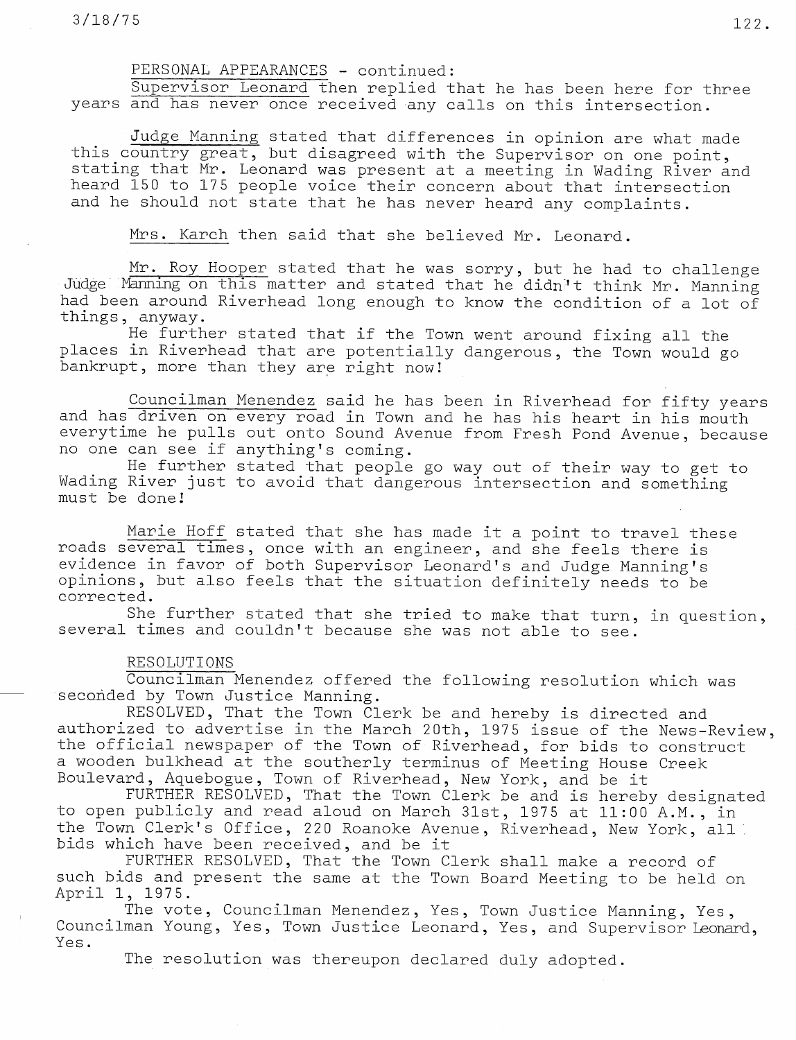PERSONAL APPEARANCES - continued:

Supervisor Leonard then replied that he has been here for three years and has never once received any calls on this intersection.

Judge Manning stated that differences in opinion are what made this country great, but disagreed with the Supervisor on one point, stating that Mr. Leonard was present at a meeting in Wading River and heard 150 to 175 people voice their concern about that intersection and he should not state that he has never heard any complaints.

Mrs. Karch then said that she believed Mr. Leonard.

Mr. Roy Hooper stated that he was sorry, but he had to challenge Judge Manning on this matter and stated that he didn't think Mr. Manning had been around Riverhead long enough to know the condition of a lot of things, anyway.

He further stated that if the Town went around fixing all the places in Riverhead that are potentially dangerous, the Town would go bankrupt, more than they are right now!

Councilman Menendez said he has been in Riverhead for fifty years and has driven on every road in Town and he has his heart in his mouth everytime he pulls out onto Sound Avenue from Fresh Pond Avenue, because no one can see if anything's coming.

He further stated that people go way out of their way to get to Wading River just to avoid that dangerous intersection and something must be done!

Marie Hoff stated that she has made it a point to travel these roads several times, once with an engineer, and she feels there is evidence in favor of both Supervisor Leonard's and Judge Manning's opinions, but also feels that the situation definitely needs to be corrected.

She further stated that she tried to make that turn, in question, several times and couldn't because she was not able to see.

RESOLUTIONS

Councilman Menendez offered the following resolution which was seconded by Town Justice Manning.

RESOLVED, That the Town Clerk be and hereby is directed and authorized to advertise in the March 20th, 1975 issue of the News-Review, the official newspaper of the Town of Riverhead, for bids to construct a wooden bulkhead at the southerly terminus of Meeting House Creek Boulevard, Aquebogue, Town of Riverhead, New York, and be it

FURTHER RESOLVED, That the Town Clerk be and is hereby designated to open publicly and read aloud on March 31st, 1975 at 11:00 A.M., in the Town Clerk's Office, 220 Roanoke Avenue, Riverhead, New York, all bids which have been received, and be it

FURTHER RESOLVED, That the Town Clerk shall make a record of such bids and present the same at the Town Board Meeting to be held on April 1, 1975.

The vote, Councilman Menendez, Yes, Town Justice Manning, Yes, Councilman Young, Yes, Town Justice Leonard, Yes, and Supervisor Leonard, Yes.

The resolution was thereupon declared duly adopted.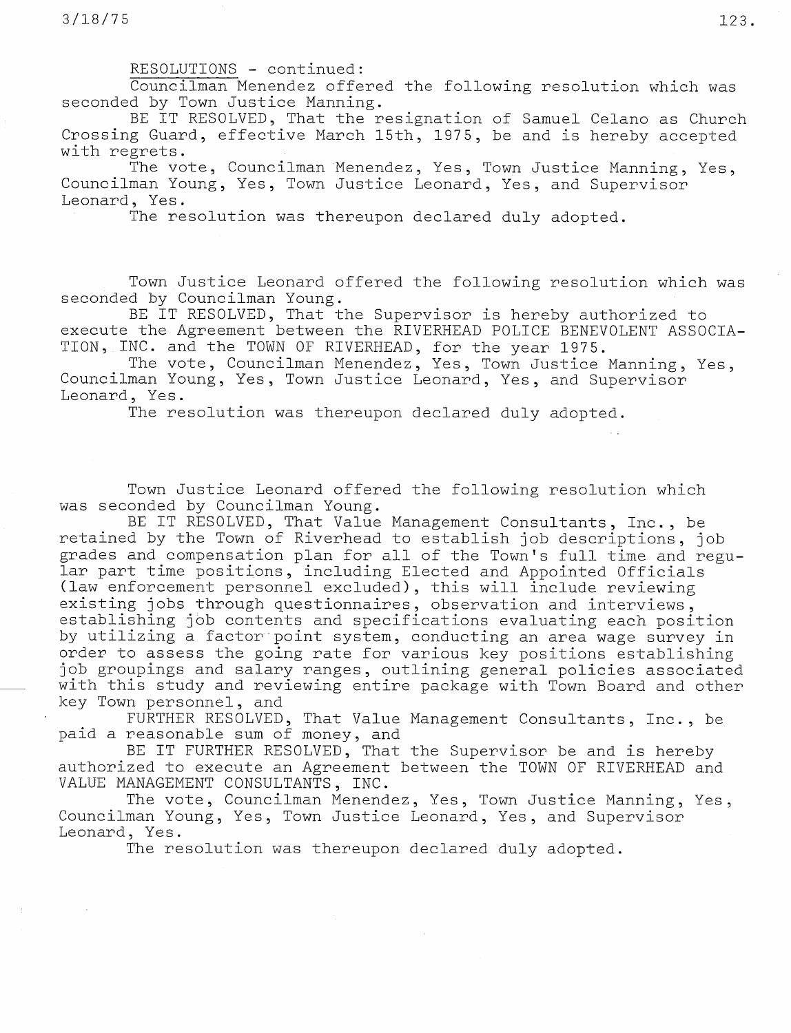RESOLUTIONS - continued:

Councilman Menendez offered the following resolution which was seconded by Town Justice Manning.

BE IT RESOLVED, That the resignation of Samuel Celano as Church Crossing Guard, effective March 15th, 1975, be and is hereby accepted with regrets.

The vote, Councilman Menendez, Yes, Town Justice Manning, Yes, Councilman Young, Yes, Town Justice Leonard, Yes, and Supervisor Leonard, Yes.

The resolution was thereupon declared duly adopted.

Town Justice Leonard offered the following resolution which was seconded by Councilman Young.

BE IT RESOLVED, That the Supervisor is hereby authorized to execute the Agreement between the RIVERHEAD POLICE BENEVOLENT ASSOCIATION, INC. and the TOWN OF RIVERHEAD, for the year 1975.

The vote, Councilman Menendez, Yes, Town Justice Manning, Yes, Councilman Young, Yes, Town Justice Leonard, Yes, and Supervisor Leonard, Yes.

The resolution was thereupon declared duly adopted.

Town Justice Leonard offered the following resolution which was seconded by Councilman Young.

BE IT RESOLVED, That Value Management Consultants, Inc., be retained by the Town of Riverhead to establish job descriptions, job grades and compensation plan for all of the Town's full time and regular part time positions, including Elected and Appointed Officials (law enforcement personnel excluded), this will include reviewing existing jobs through questionnaires, observation and interviews, establishing job contents and specifications evaluating each position by utilizing a factor point system, conducting an area wage survey in order to assess the going rate for various key positions establishing job groupings and salary ranges, outlining general policies associated with this study and reviewing entire package with Town Board and other key Town personnel, and

FURTHER RESOLVED, That Value Management Consultants, Inc., be paid a reasonable sum of money, and

BE IT FURTHER RESOLVED, That the Supervisor be and is hereby authorized to execute an Agreement between the TOWN OF RIVERHEAD and VALUE MANAGEMENT CONSULTANTS, INC.

The vote, Councilman Menendez, Yes, Town Justice Manning, Yes, Councilman Young, Yes, Town Justice Leonard, Yes, and Supervisor Leonard, Yes.

The resolution was thereupon declared duly adopted.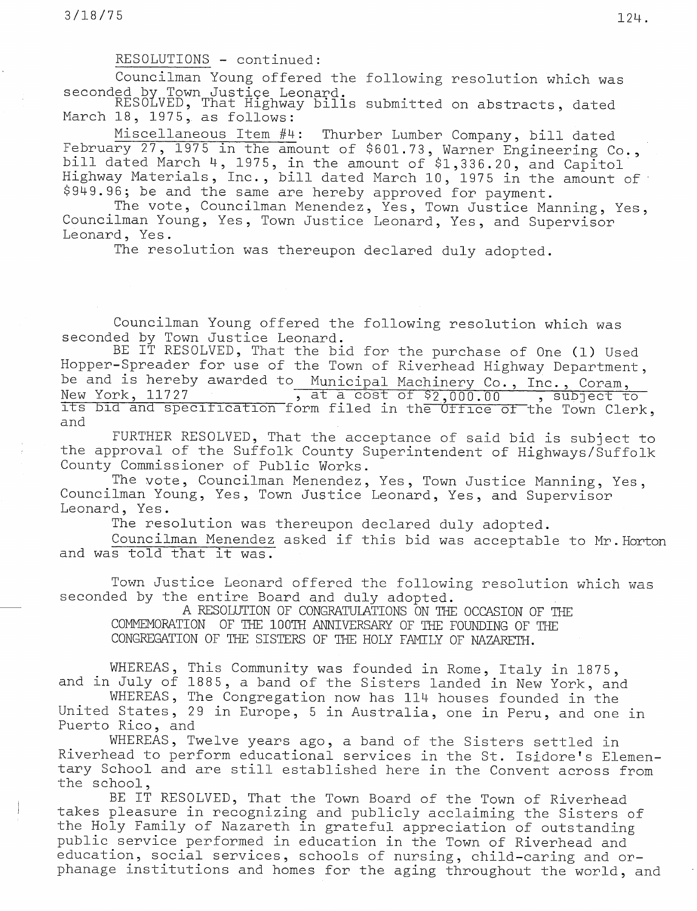RESOLUTIONS - continued:

Councilman Young offered the following resolution which was seconded by Town Justice Leonard.

RESOLVED, That Highway bills submitted on abstracts, dated March 18, 1975, as follows:

Miscellaneous Item #4: Thurber Lumber Company, bill dated February 27, 1975 in the amount of $601.73, Warner Engineering Co., bill dated March 4, 1975, in the amount of $1,336.20, and Capitol Highway Materials, Inc., bill dated March 10, 1975 in the amount of $949.96; be and the same are hereby approved for payment.

The vote, Councilman Menendez, Yes, Town Justice Manning, Yes, Councilman Young, Yes, Town Justice Leonard, Yes, and Supervisor Leonard, Yes.

The resolution was thereupon declared duly adopted.

Councilman Young offered the following resolution which was seconded by Town Justice Leonard.

BE IT RESOLVED, That the bid for the purchase of One (1) Used Hopper-Spreader for use of the Town of Riverhead Highway Department, be and is hereby awarded to Municipal Machinery Co., Inc., Coram, New York, 11727, at a cost of $2,000.00, subject to its bid and specification form filed in the Office of the Town Clerk, and

FURTHER RESOLVED, That the acceptance of said bid is subject to the approval of the Suffolk County Superintendent of Highways/Suffolk County Commissioner of Public Works.

The vote, Councilman Menendez, Yes, Town Justice Manning, Yes, Councilman Young, Yes, Town Justice Leonard, Yes, and Supervisor Leonard, Yes.

The resolution was thereupon declared duly adopted.

Councilman Menendez asked if this bid was acceptable to Mr. Horton and was told that it was.

Town Justice Leonard offered the following resolution which was seconded by the entire Board and duly adopted.

A RESOLUTION OF CONGRATULATIONS ON THE OCCASION OF THE COMMEMORATION OF THE 100TH ANNIVERSARY OF THE FOUNDING OF THE CONGREGATION OF THE SISTERS OF THE HOLY FAMILY OF NAZARETH.

WHEREAS, This Community was founded in Rome, Italy in 1875, and in July of 1885, a band of the Sisters landed in New York, and

WHEREAS, The Congregation now has 114 houses founded in the United States, 29 in Europe, 5 in Australia, one in Peru, and one in Puerto Rico, and

WHEREAS, Twelve years ago, a band of the Sisters settled in Riverhead to perform educational services in the St. Isidore's Elementary School and are still established here in the Convent across from the school,

BE IT RESOLVED, That the Town Board of the Town of Riverhead takes pleasure in recognizing and publicly acclaiming the Sisters of the Holy Family of Nazareth in grateful appreciation of outstanding public service performed in education in the Town of Riverhead and education, social services, schools of nursing, child-caring and orphanage institutions and homes for the aging throughout the world, and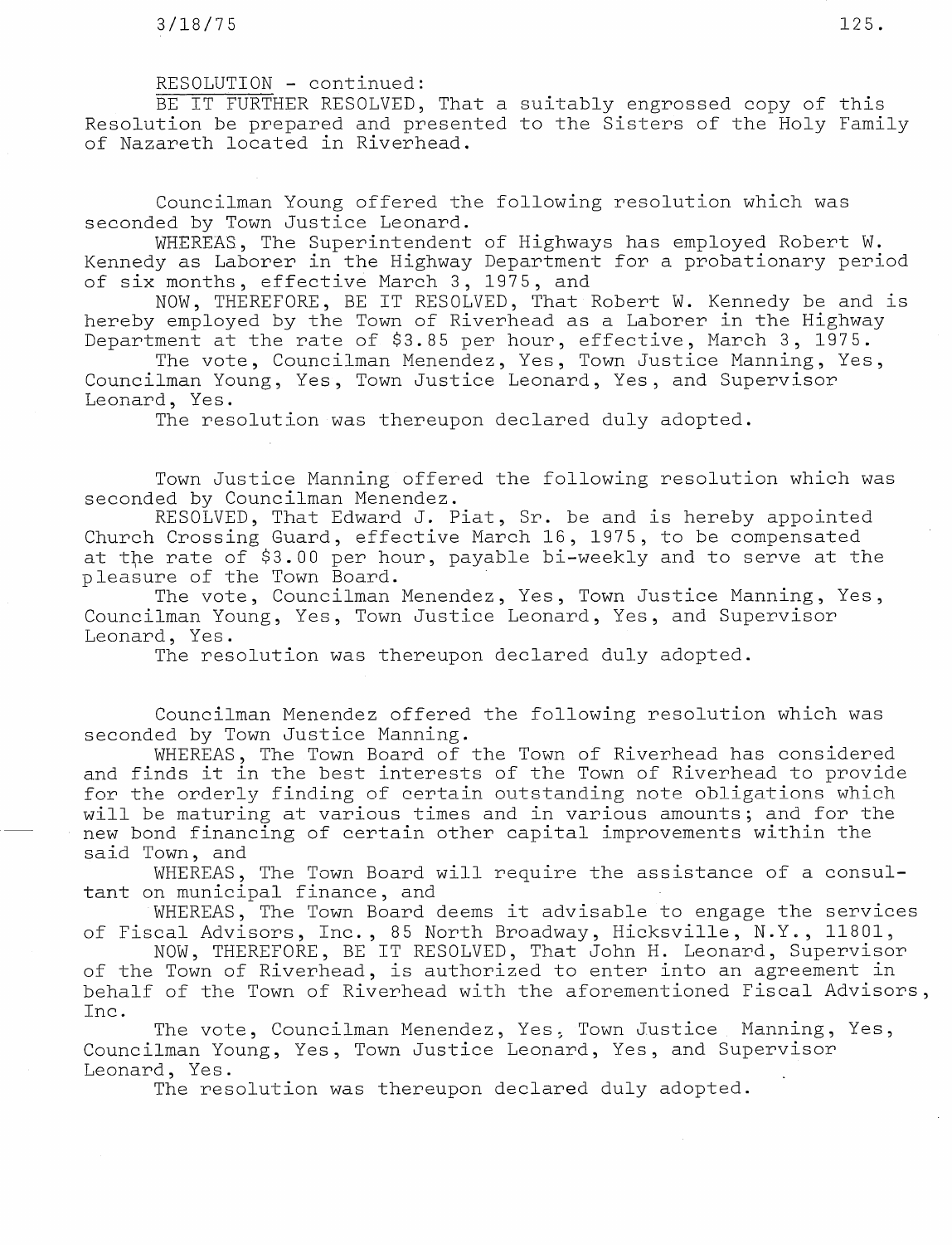RESOLUTION - continued:

BE IT FURTHER RESOLVED, That a suitably engrossed copy of this Resolution be prepared and presented to the Sisters of the Holy Family of Nazareth located in Riverhead.

Councilman Young offered the following resolution which was seconded by Town Justice Leonard.

WHEREAS, The Superintendent of Highways has employed Robert W. Kennedy as Laborer in the Highway Department for a probationary period of six months, effective March 3, 1975, and

NOW, THEREFORE, BE IT RESOLVED, That Robert W. Kennedy be and is hereby employed by the Town of Riverhead as a Laborer in the Highway Department at the rate of $3.85 per hour, effective, March 3, 1975.

The vote, Councilman Menendez, Yes, Town Justice Manning, Yes, Councilman Young, Yes, Town Justice Leonard, Yes, and Supervisor Leonard, Yes.

The resolution was thereupon declared duly adopted.

Town Justice Manning offered the following resolution which was seconded by Councilman Menendez.

RESOLVED, That Edward J. Piat, Sr. be and is hereby appointed Church Crossing Guard, effective March 16, 1975, to be compensated at the rate of $3.00 per hour, payable bi-weekly and to serve at the pleasure of the Town Board.

The vote, Councilman Menendez, Yes, Town Justice Manning, Yes, Councilman Young, Yes, Town Justice Leonard, Yes, and Supervisor Leonard, Yes.

The resolution was thereupon declared duly adopted.

Councilman Menendez offered the following resolution which was seconded by Town Justice Manning.

WHEREAS, The Town Board of the Town of Riverhead has considered and finds it in the best interests of the Town of Riverhead to provide for the orderly finding of certain outstanding note obligations which will be maturing at various times and in various amounts; and for the new bond financing of certain other capital improvements within the said Town, and

WHEREAS, The Town Board will require the assistance of a consultant on municipal finance, and

WHEREAS, The Town Board deems it advisable to engage the services of Fiscal Advisors, Inc., 85 North Broadway, Hicksville, N.Y., 11801,

NOW, THEREFORE, BE IT RESOLVED, That John H. Leonard, Supervisor of the Town of Riverhead, is authorized to enter into an agreement in behalf of the Town of Riverhead with the aforementioned Fiscal Advisors, Inc.

The vote, Councilman Menendez, Yes, Town Justice Manning, Yes, Councilman Young, Yes, Town Justice Leonard, Yes, and Supervisor Leonard, Yes.

The resolution was thereupon declared duly adopted.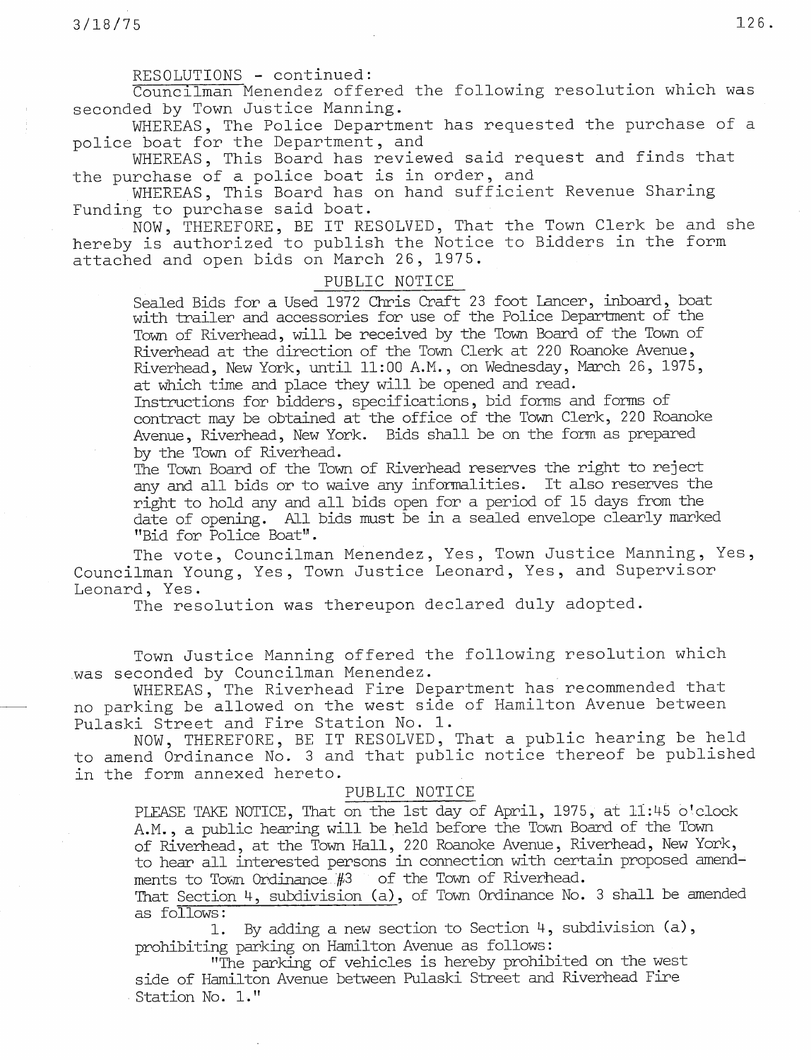RESOLUTIONS - continued:

Councilman Menendez offered the following resolution which was seconded by Town Justice Manning.

WHEREAS, The Police Department has requested the purchase of a police boat for the Department, and

WHEREAS, This Board has reviewed said request and finds that the purchase of a police boat is in order, and

WHEREAS, This Board has on hand sufficient Revenue Sharing Funding to purchase said boat.

NOW, THEREFORE, BE IT RESOLVED, That the Town Clerk be and she hereby is authorized to publish the Notice to Bidders in the form attached and open bids on March 26, 1975.

PUBLIC NOTICE

Sealed Bids for a Used 1972 Chris Craft 23 foot Lancer, inboard, boat with trailer and accessories for use of the Police Department of the Town of Riverhead, will be received by the Town Board of the Town of Riverhead at the direction of the Town Clerk at 220 Roanoke Avenue, Riverhead, New York, until 11:00 A.M., on Wednesday, March 26, 1975, at which time and place they will be opened and read.

Instructions for bidders, specifications, bid forms and forms of contract may be obtained at the office of the Town Clerk, 220 Roanoke Avenue, Riverhead, New York. Bids shall be on the form as prepared by the Town of Riverhead.

The Town Board of the Town of Riverhead reserves the right to reject any and all bids or to waive any informalities. It also reserves the right to hold any and all bids open for a period of 15 days from the date of opening. All bids must be in a sealed envelope clearly marked "Bid for Police Boat".

The vote, Councilman Menendez, Yes, Town Justice Manning, Yes, Councilman Young, Yes, Town Justice Leonard, Yes, and Supervisor Leonard, Yes.

The resolution was thereupon declared duly adopted.

Town Justice Manning offered the following resolution which was seconded by Councilman Menendez.

WHEREAS, The Riverhead Fire Department has recommended that no parking be allowed on the west side of Hamilton Avenue between Pulaski Street and Fire Station No. 1.

NOW, THEREFORE, BE IT RESOLVED, That a public hearing be held to amend Ordinance No. 3 and that public notice thereof be published in the form annexed hereto.

PUBLIC NOTICE

PLEASE TAKE NOTICE, That on the 1st day of April, 1975, at 11:45 o'clock A.M., a public hearing will be held before the Town Board of the Town of Riverhead, at the Town Hall, 220 Roanoke Avenue, Riverhead, New York, to hear all interested persons in connection with certain proposed amendments to Town Ordinance #3 of the Town of Riverhead.

That Section 4, subdivision (a), of Town Ordinance No. 3 shall be amended as follows:

1. By adding a new section to Section 4, subdivision (a), prohibiting parking on Hamilton Avenue as follows:

"The parking of vehicles is hereby prohibited on the west side of Hamilton Avenue between Pulaski Street and Riverhead Fire Station No. 1."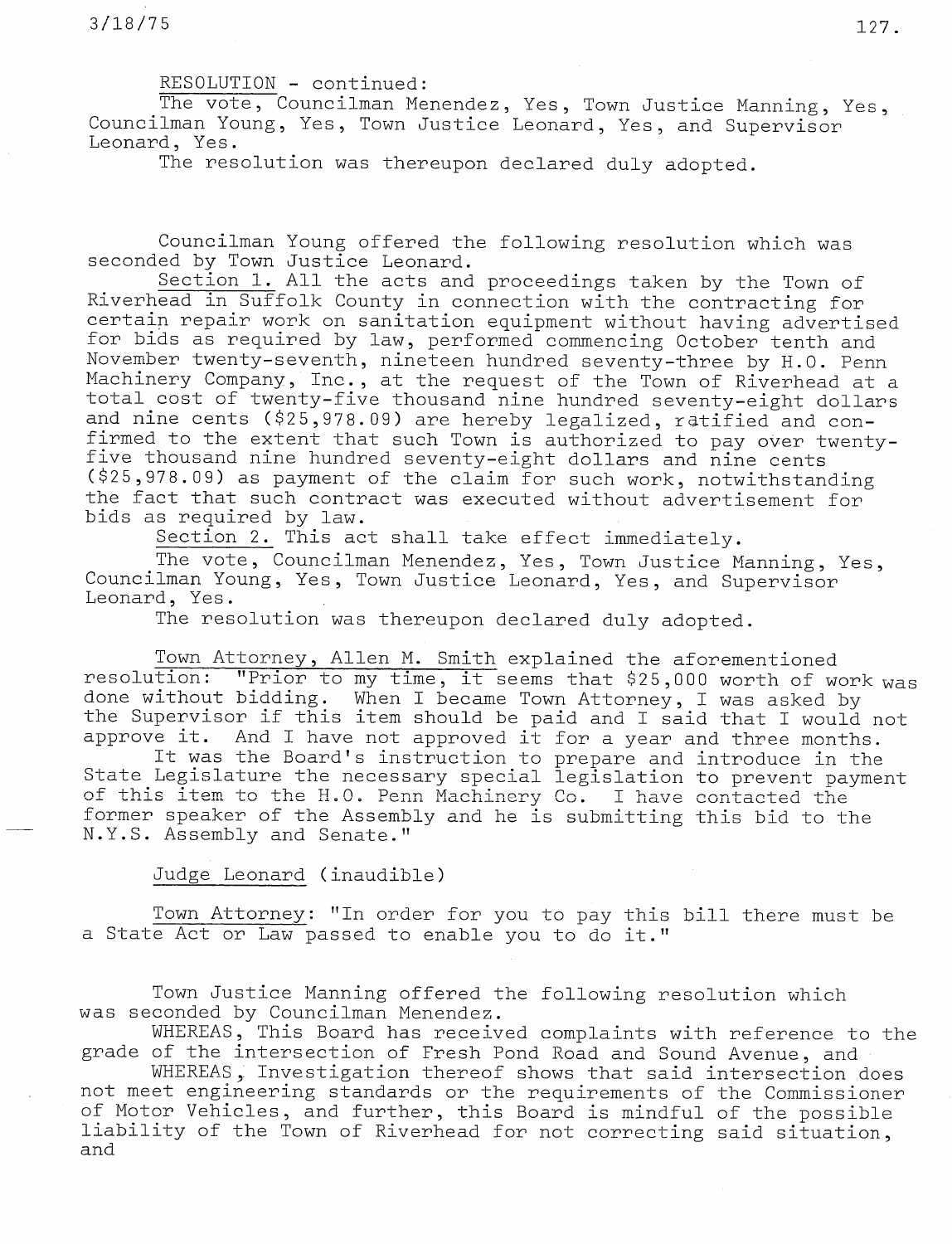RESOLUTION - continued:

The vote, Councilman Menendez, Yes, Town Justice Manning, Yes, Councilman Young, Yes, Town Justice Leonard, Yes, and Supervisor Leonard, Yes.

The resolution was thereupon declared duly adopted.

Councilman Young offered the following resolution which was seconded by Town Justice Leonard.

Section 1. All the acts and proceedings taken by the Town of Riverhead in Suffolk County in connection with the contracting for certain repair work on sanitation equipment without having advertised for bids as required by law, performed commencing October tenth and November twenty-seventh, nineteen hundred seventy-three by H.O. Penn Machinery Company, Inc., at the request of the Town of Riverhead at a total cost of twenty-five thousand nine hundred seventy-eight dollars and nine cents ($25,978.09) are hereby legalized, ratified and confirmed to the extent that such Town is authorized to pay over twenty-five thousand nine hundred seventy-eight dollars and nine cents ($25,978.09) as payment of the claim for such work, notwithstanding the fact that such contract was executed without advertisement for bids as required by law.

Section 2. This act shall take effect immediately.

The vote, Councilman Menendez, Yes, Town Justice Manning, Yes, Councilman Young, Yes, Town Justice Leonard, Yes, and Supervisor Leonard, Yes.

The resolution was thereupon declared duly adopted.

Town Attorney, Allen M. Smith explained the aforementioned resolution: "Prior to my time, it seems that $25,000 worth of work was done without bidding. When I became Town Attorney, I was asked by the Supervisor if this item should be paid and I said that I would not approve it. And I have not approved it for a year and three months.

It was the Board's instruction to prepare and introduce in the State Legislature the necessary special legislation to prevent payment of this item to the H.O. Penn Machinery Co. I have contacted the former speaker of the Assembly and he is submitting this bid to the N.Y.S. Assembly and Senate."

Judge Leonard (inaudible)

Town Attorney: "In order for you to pay this bill there must be a State Act or Law passed to enable you to do it."

Town Justice Manning offered the following resolution which was seconded by Councilman Menendez.

WHEREAS, This Board has received complaints with reference to the grade of the intersection of Fresh Pond Road and Sound Avenue, and

WHEREAS, Investigation thereof shows that said intersection does not meet engineering standards or the requirements of the Commissioner of Motor Vehicles, and further, this Board is mindful of the possible liability of the Town of Riverhead for not correcting said situation, and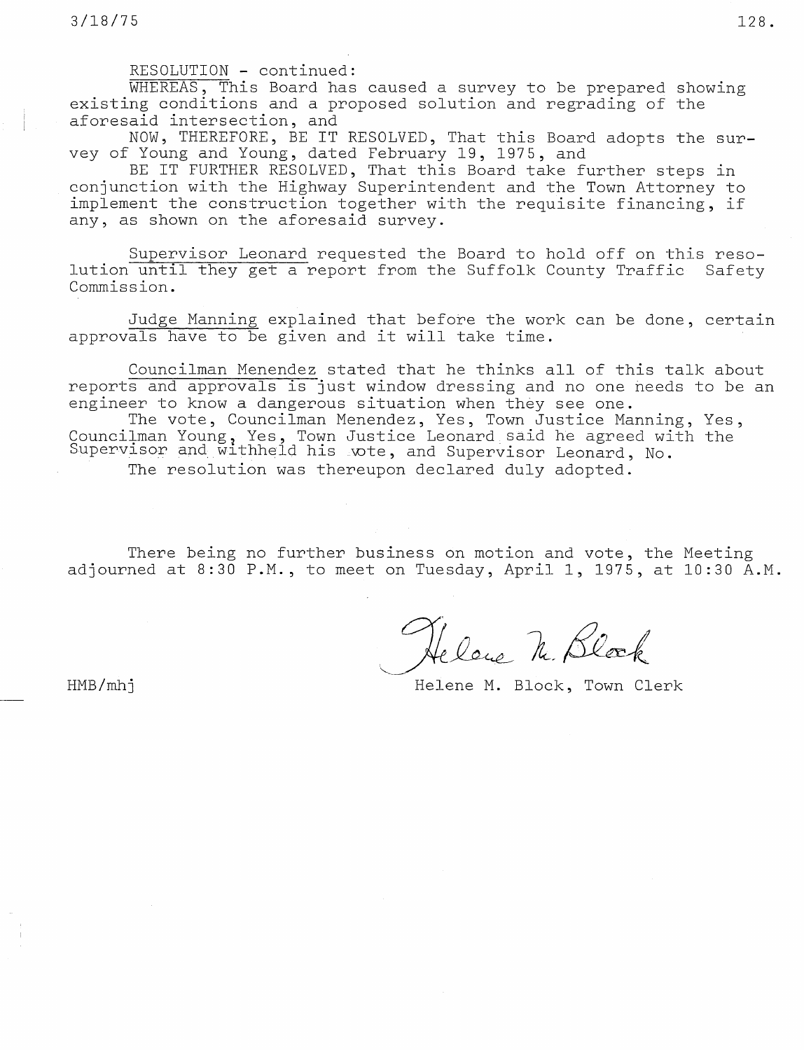RESOLUTION - continued:

WHEREAS, This Board has caused a survey to be prepared showing existing conditions and a proposed solution and regrading of the aforesaid intersection, and

NOW, THEREFORE, BE IT RESOLVED, That this Board adopts the survey of Young and Young, dated February 19, 1975, and

BE IT FURTHER RESOLVED, That this Board take further steps in conjunction with the Highway Superintendent and the Town Attorney to implement the construction together with the requisite financing, if any, as shown on the aforesaid survey.

Supervisor Leonard requested the Board to hold off on this resolution until they get a report from the Suffolk County Traffic Safety Commission.

Judge Manning explained that before the work can be done, certain approvals have to be given and it will take time.

Councilman Menendez stated that he thinks all of this talk about reports and approvals is just window dressing and no one needs to be an engineer to know a dangerous situation when they see one.

The vote, Councilman Menendez, Yes, Town Justice Manning, Yes, Councilman Young, Yes, Town Justice Leonard said he agreed with the Supervisor and withheld his vote, and Supervisor Leonard, No.

The resolution was thereupon declared duly adopted.

There being no further business on motion and vote, the Meeting adjourned at 8:30 P.M., to meet on Tuesday, April 1, 1975, at 10:30 A.M.

Helene M. Block

HMB/mhj

Helene M. Block, Town Clerk